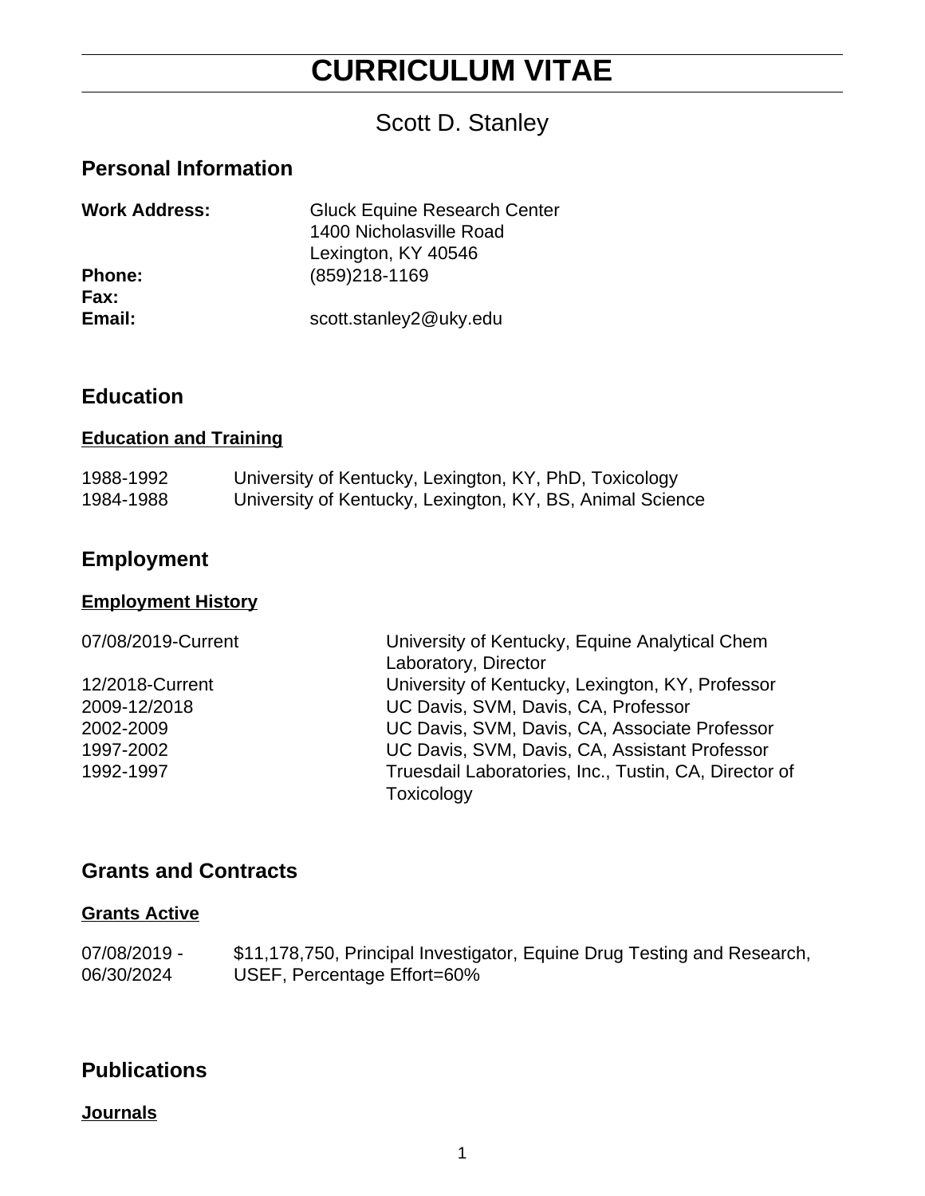# CURRICULUM VITAE

## Scott D. Stanley

## Personal Information

**Work Address:** Gluck Equine Research Center
1400 Nicholasville Road
Lexington, KY 40546

**Phone:** (859)218-1169

**Fax:**

**Email:** scott.stanley2@uky.edu

## Education

### Education and Training

| | |
|---|---|
| 1988-1992 | University of Kentucky, Lexington, KY, PhD, Toxicology |
| 1984-1988 | University of Kentucky, Lexington, KY, BS, Animal Science |

## Employment

### Employment History

| | |
|---|---|
| 07/08/2019-Current | University of Kentucky, Equine Analytical Chem Laboratory, Director |
| 12/2018-Current | University of Kentucky, Lexington, KY, Professor |
| 2009-12/2018 | UC Davis, SVM, Davis, CA, Professor |
| 2002-2009 | UC Davis, SVM, Davis, CA, Associate Professor |
| 1997-2002 | UC Davis, SVM, Davis, CA, Assistant Professor |
| 1992-1997 | Truesdail Laboratories, Inc., Tustin, CA, Director of Toxicology |

## Grants and Contracts

### Grants Active

| | |
|---|---|
| 07/08/2019 - 06/30/2024 | $11,178,750, Principal Investigator, Equine Drug Testing and Research, USEF, Percentage Effort=60% |

## Publications

### Journals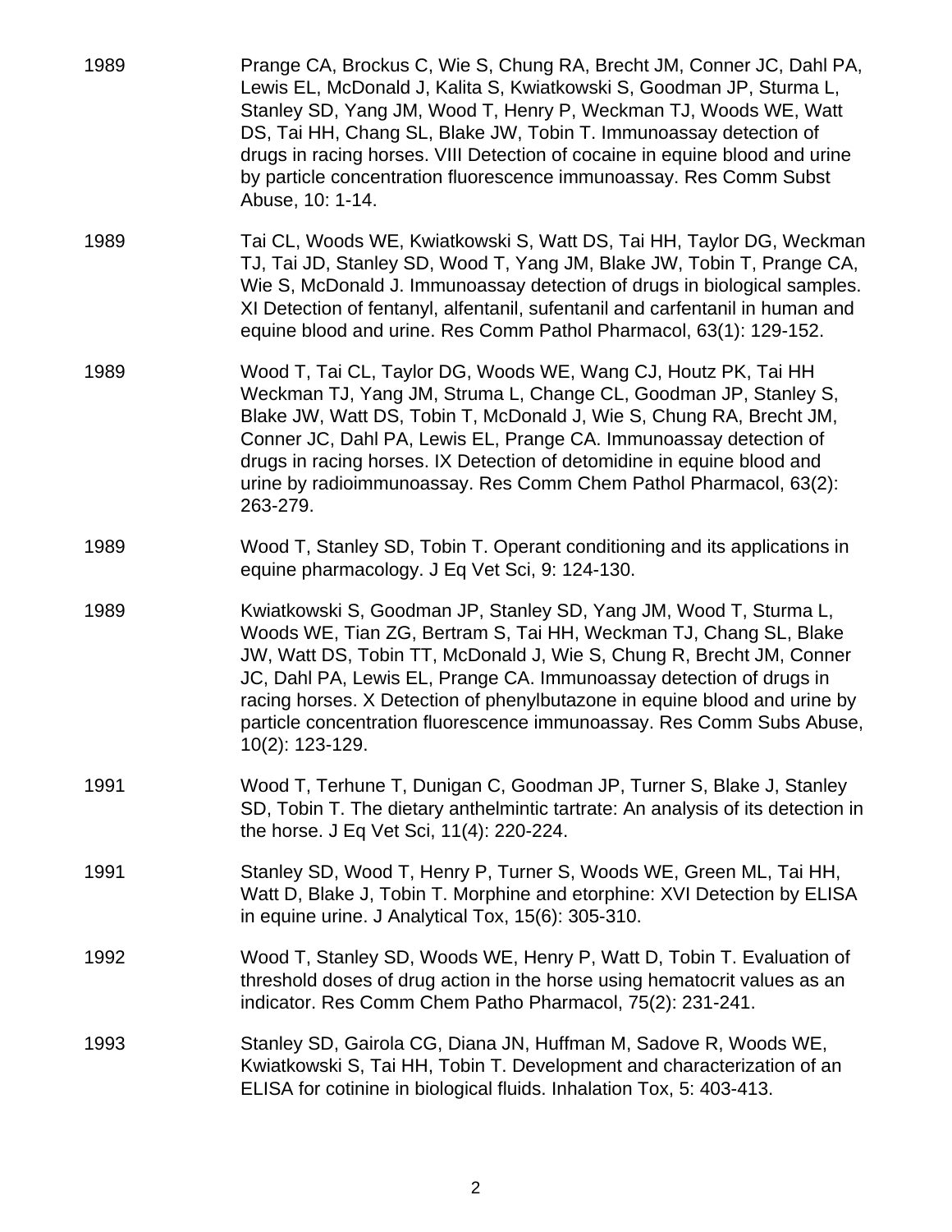1989 Prange CA, Brockus C, Wie S, Chung RA, Brecht JM, Conner JC, Dahl PA, Lewis EL, McDonald J, Kalita S, Kwiatkowski S, Goodman JP, Sturma L, Stanley SD, Yang JM, Wood T, Henry P, Weckman TJ, Woods WE, Watt DS, Tai HH, Chang SL, Blake JW, Tobin T. Immunoassay detection of drugs in racing horses. VIII Detection of cocaine in equine blood and urine by particle concentration fluorescence immunoassay. Res Comm Subst Abuse, 10: 1-14.

1989 Tai CL, Woods WE, Kwiatkowski S, Watt DS, Tai HH, Taylor DG, Weckman TJ, Tai JD, Stanley SD, Wood T, Yang JM, Blake JW, Tobin T, Prange CA, Wie S, McDonald J. Immunoassay detection of drugs in biological samples. XI Detection of fentanyl, alfentanil, sufentanil and carfentanil in human and equine blood and urine. Res Comm Pathol Pharmacol, 63(1): 129-152.

1989 Wood T, Tai CL, Taylor DG, Woods WE, Wang CJ, Houtz PK, Tai HH Weckman TJ, Yang JM, Struma L, Change CL, Goodman JP, Stanley S, Blake JW, Watt DS, Tobin T, McDonald J, Wie S, Chung RA, Brecht JM, Conner JC, Dahl PA, Lewis EL, Prange CA. Immunoassay detection of drugs in racing horses. IX Detection of detomidine in equine blood and urine by radioimmunoassay. Res Comm Chem Pathol Pharmacol, 63(2): 263-279.

1989 Wood T, Stanley SD, Tobin T. Operant conditioning and its applications in equine pharmacology. J Eq Vet Sci, 9: 124-130.

1989 Kwiatkowski S, Goodman JP, Stanley SD, Yang JM, Wood T, Sturma L, Woods WE, Tian ZG, Bertram S, Tai HH, Weckman TJ, Chang SL, Blake JW, Watt DS, Tobin TT, McDonald J, Wie S, Chung R, Brecht JM, Conner JC, Dahl PA, Lewis EL, Prange CA. Immunoassay detection of drugs in racing horses. X Detection of phenylbutazone in equine blood and urine by particle concentration fluorescence immunoassay. Res Comm Subs Abuse, 10(2): 123-129.

1991 Wood T, Terhune T, Dunigan C, Goodman JP, Turner S, Blake J, Stanley SD, Tobin T. The dietary anthelmintic tartrate: An analysis of its detection in the horse. J Eq Vet Sci, 11(4): 220-224.

1991 Stanley SD, Wood T, Henry P, Turner S, Woods WE, Green ML, Tai HH, Watt D, Blake J, Tobin T. Morphine and etorphine: XVI Detection by ELISA in equine urine. J Analytical Tox, 15(6): 305-310.

1992 Wood T, Stanley SD, Woods WE, Henry P, Watt D, Tobin T. Evaluation of threshold doses of drug action in the horse using hematocrit values as an indicator. Res Comm Chem Patho Pharmacol, 75(2): 231-241.

1993 Stanley SD, Gairola CG, Diana JN, Huffman M, Sadove R, Woods WE, Kwiatkowski S, Tai HH, Tobin T. Development and characterization of an ELISA for cotinine in biological fluids. Inhalation Tox, 5: 403-413.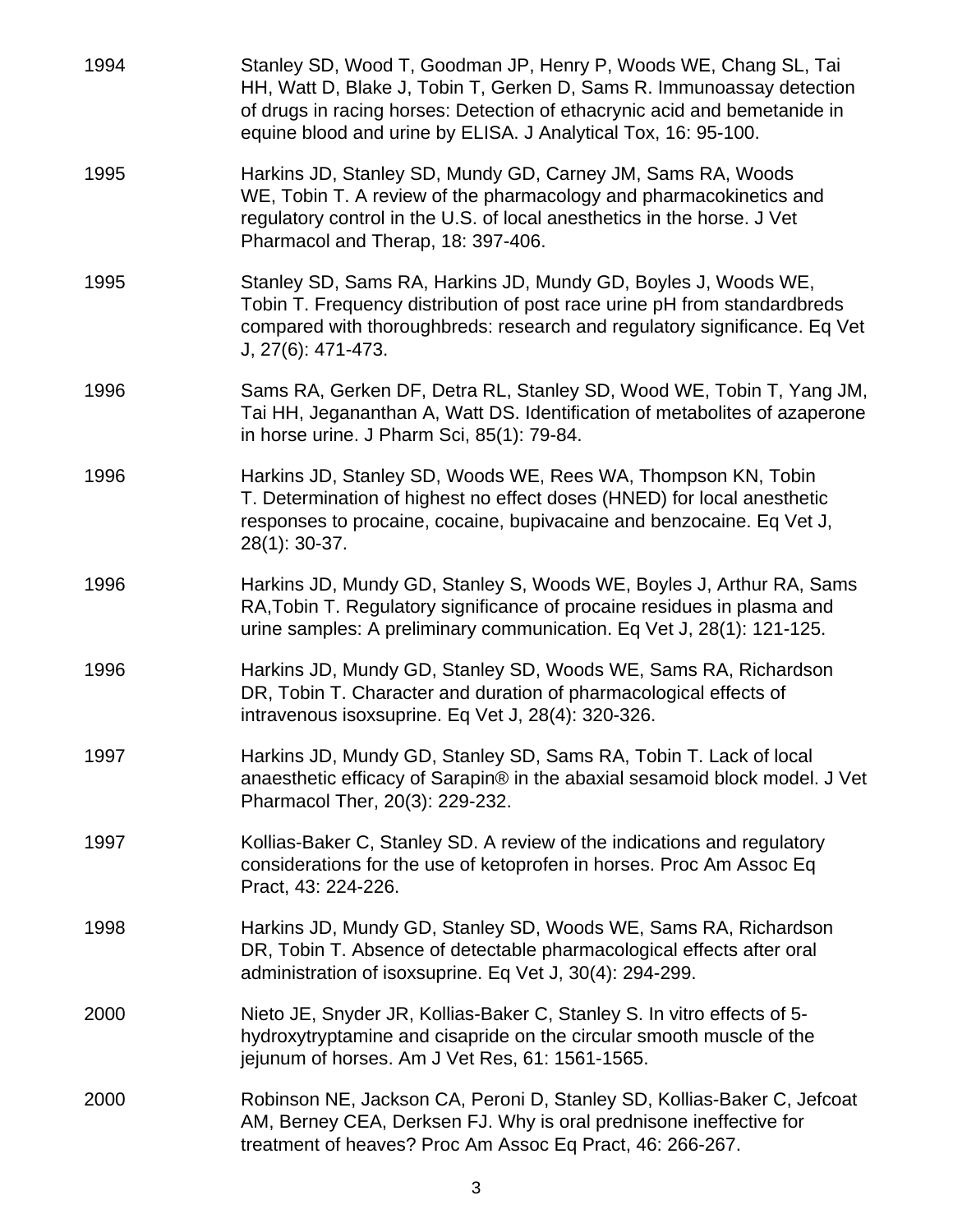| | |
|---|---|
| 1994 | Stanley SD, Wood T, Goodman JP, Henry P, Woods WE, Chang SL, Tai HH, Watt D, Blake J, Tobin T, Gerken D, Sams R. Immunoassay detection of drugs in racing horses: Detection of ethacrynic acid and bemetanide in equine blood and urine by ELISA. J Analytical Tox, 16: 95-100. |
| 1995 | Harkins JD, Stanley SD, Mundy GD, Carney JM, Sams RA, Woods WE, Tobin T. A review of the pharmacology and pharmacokinetics and regulatory control in the U.S. of local anesthetics in the horse. J Vet Pharmacol and Therap, 18: 397-406. |
| 1995 | Stanley SD, Sams RA, Harkins JD, Mundy GD, Boyles J, Woods WE, Tobin T. Frequency distribution of post race urine pH from standardbreds compared with thoroughbreds: research and regulatory significance. Eq Vet J, 27(6): 471-473. |
| 1996 | Sams RA, Gerken DF, Detra RL, Stanley SD, Wood WE, Tobin T, Yang JM, Tai HH, Jegananthan A, Watt DS. Identification of metabolites of azaperone in horse urine. J Pharm Sci, 85(1): 79-84. |
| 1996 | Harkins JD, Stanley SD, Woods WE, Rees WA, Thompson KN, Tobin T. Determination of highest no effect doses (HNED) for local anesthetic responses to procaine, cocaine, bupivacaine and benzocaine. Eq Vet J, 28(1): 30-37. |
| 1996 | Harkins JD, Mundy GD, Stanley S, Woods WE, Boyles J, Arthur RA, Sams RA,Tobin T. Regulatory significance of procaine residues in plasma and urine samples: A preliminary communication. Eq Vet J, 28(1): 121-125. |
| 1996 | Harkins JD, Mundy GD, Stanley SD, Woods WE, Sams RA, Richardson DR, Tobin T. Character and duration of pharmacological effects of intravenous isoxsuprine. Eq Vet J, 28(4): 320-326. |
| 1997 | Harkins JD, Mundy GD, Stanley SD, Sams RA, Tobin T. Lack of local anaesthetic efficacy of Sarapin® in the abaxial sesamoid block model. J Vet Pharmacol Ther, 20(3): 229-232. |
| 1997 | Kollias-Baker C, Stanley SD. A review of the indications and regulatory considerations for the use of ketoprofen in horses. Proc Am Assoc Eq Pract, 43: 224-226. |
| 1998 | Harkins JD, Mundy GD, Stanley SD, Woods WE, Sams RA, Richardson DR, Tobin T. Absence of detectable pharmacological effects after oral administration of isoxsuprine. Eq Vet J, 30(4): 294-299. |
| 2000 | Nieto JE, Snyder JR, Kollias-Baker C, Stanley S. In vitro effects of 5-hydroxytryptamine and cisapride on the circular smooth muscle of the jejunum of horses. Am J Vet Res, 61: 1561-1565. |
| 2000 | Robinson NE, Jackson CA, Peroni D, Stanley SD, Kollias-Baker C, Jefcoat AM, Berney CEA, Derksen FJ. Why is oral prednisone ineffective for treatment of heaves? Proc Am Assoc Eq Pract, 46: 266-267. |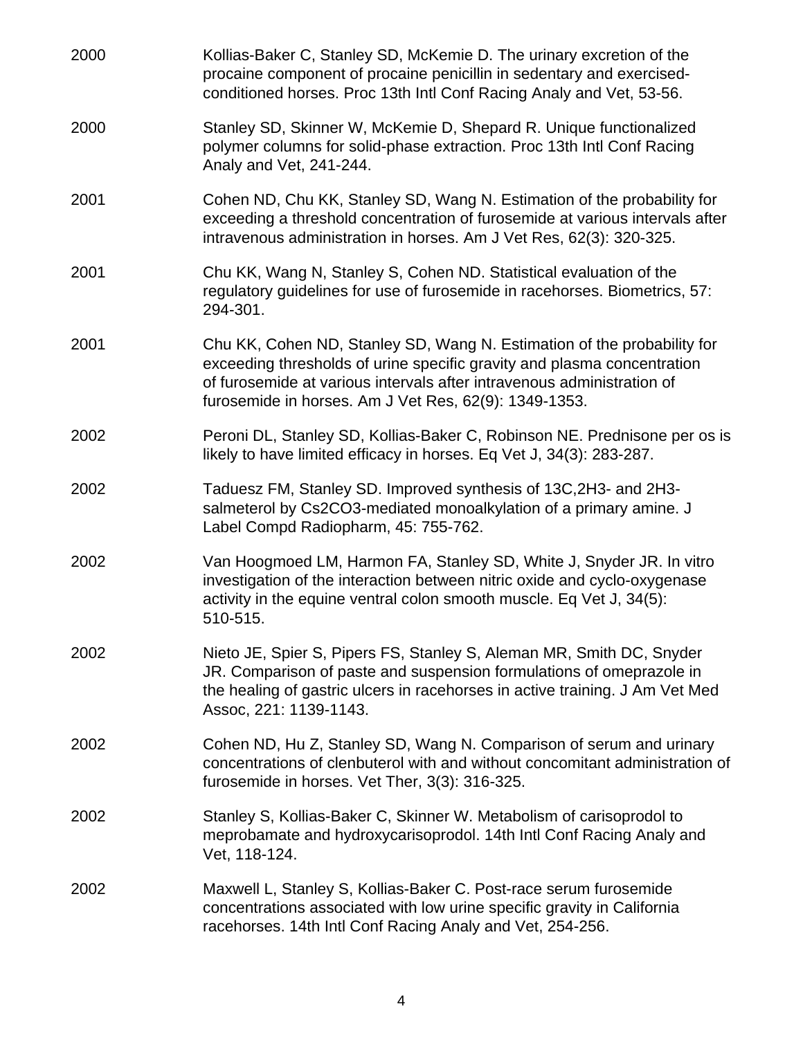2000 Kollias-Baker C, Stanley SD, McKemie D. The urinary excretion of the procaine component of procaine penicillin in sedentary and exercised-conditioned horses. Proc 13th Intl Conf Racing Analy and Vet, 53-56.

2000 Stanley SD, Skinner W, McKemie D, Shepard R. Unique functionalized polymer columns for solid-phase extraction. Proc 13th Intl Conf Racing Analy and Vet, 241-244.

2001 Cohen ND, Chu KK, Stanley SD, Wang N. Estimation of the probability for exceeding a threshold concentration of furosemide at various intervals after intravenous administration in horses. Am J Vet Res, 62(3): 320-325.

2001 Chu KK, Wang N, Stanley S, Cohen ND. Statistical evaluation of the regulatory guidelines for use of furosemide in racehorses. Biometrics, 57: 294-301.

2001 Chu KK, Cohen ND, Stanley SD, Wang N. Estimation of the probability for exceeding thresholds of urine specific gravity and plasma concentration of furosemide at various intervals after intravenous administration of furosemide in horses. Am J Vet Res, 62(9): 1349-1353.

2002 Peroni DL, Stanley SD, Kollias-Baker C, Robinson NE. Prednisone per os is likely to have limited efficacy in horses. Eq Vet J, 34(3): 283-287.

2002 Taduesz FM, Stanley SD. Improved synthesis of $^{13}C$,$^{2}H_3$- and $^{2}H_3$-salmeterol by $Cs_2CO_3$-mediated monoalkylation of a primary amine. J Label Compd Radiopharm, 45: 755-762.

2002 Van Hoogmoed LM, Harmon FA, Stanley SD, White J, Snyder JR. In vitro investigation of the interaction between nitric oxide and cyclo-oxygenase activity in the equine ventral colon smooth muscle. Eq Vet J, 34(5): 510-515.

2002 Nieto JE, Spier S, Pipers FS, Stanley S, Aleman MR, Smith DC, Snyder JR. Comparison of paste and suspension formulations of omeprazole in the healing of gastric ulcers in racehorses in active training. J Am Vet Med Assoc, 221: 1139-1143.

2002 Cohen ND, Hu Z, Stanley SD, Wang N. Comparison of serum and urinary concentrations of clenbuterol with and without concomitant administration of furosemide in horses. Vet Ther, 3(3): 316-325.

2002 Stanley S, Kollias-Baker C, Skinner W. Metabolism of carisoprodol to meprobamate and hydroxycarisoprodol. 14th Intl Conf Racing Analy and Vet, 118-124.

2002 Maxwell L, Stanley S, Kollias-Baker C. Post-race serum furosemide concentrations associated with low urine specific gravity in California racehorses. 14th Intl Conf Racing Analy and Vet, 254-256.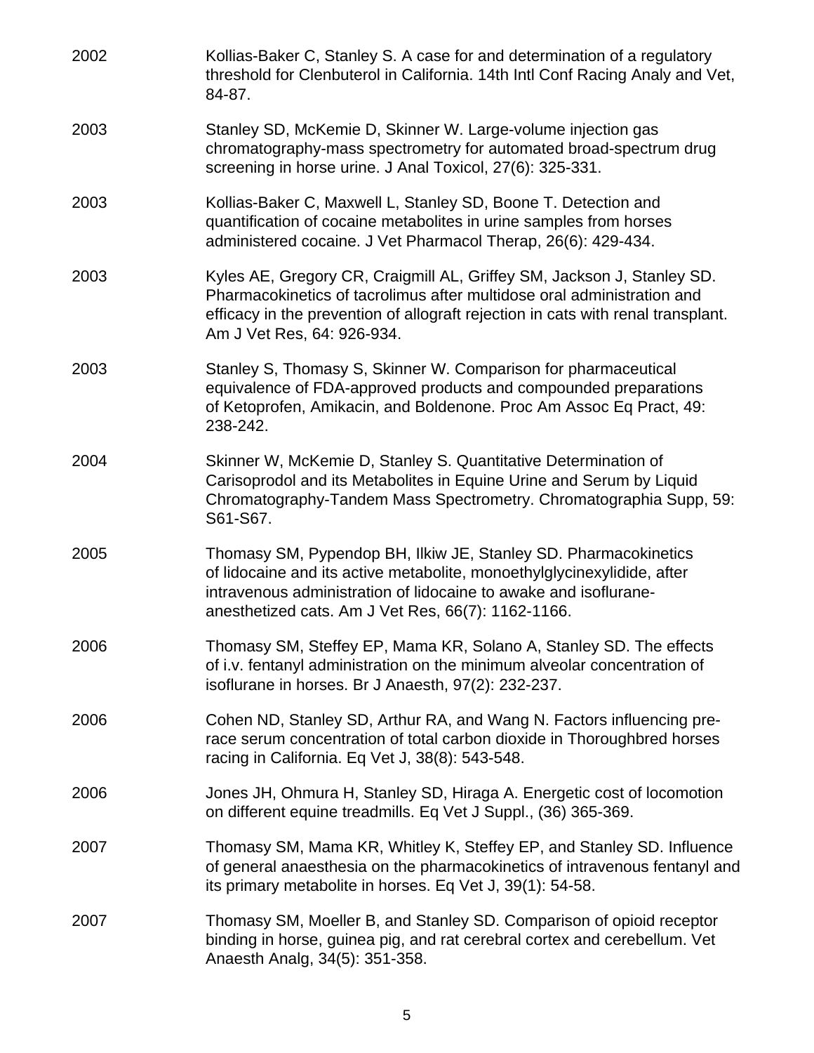2002 Kollias-Baker C, Stanley S. A case for and determination of a regulatory threshold for Clenbuterol in California. 14th Intl Conf Racing Analy and Vet, 84-87.

2003 Stanley SD, McKemie D, Skinner W. Large-volume injection gas chromatography-mass spectrometry for automated broad-spectrum drug screening in horse urine. J Anal Toxicol, 27(6): 325-331.

2003 Kollias-Baker C, Maxwell L, Stanley SD, Boone T. Detection and quantification of cocaine metabolites in urine samples from horses administered cocaine. J Vet Pharmacol Therap, 26(6): 429-434.

2003 Kyles AE, Gregory CR, Craigmill AL, Griffey SM, Jackson J, Stanley SD. Pharmacokinetics of tacrolimus after multidose oral administration and efficacy in the prevention of allograft rejection in cats with renal transplant. Am J Vet Res, 64: 926-934.

2003 Stanley S, Thomasy S, Skinner W. Comparison for pharmaceutical equivalence of FDA-approved products and compounded preparations of Ketoprofen, Amikacin, and Boldenone. Proc Am Assoc Eq Pract, 49: 238-242.

2004 Skinner W, McKemie D, Stanley S. Quantitative Determination of Carisoprodol and its Metabolites in Equine Urine and Serum by Liquid Chromatography-Tandem Mass Spectrometry. Chromatographia Supp, 59: S61-S67.

2005 Thomasy SM, Pypendop BH, Ilkiw JE, Stanley SD. Pharmacokinetics of lidocaine and its active metabolite, monoethylglycinexylidide, after intravenous administration of lidocaine to awake and isoflurane-anesthetized cats. Am J Vet Res, 66(7): 1162-1166.

2006 Thomasy SM, Steffey EP, Mama KR, Solano A, Stanley SD. The effects of i.v. fentanyl administration on the minimum alveolar concentration of isoflurane in horses. Br J Anaesth, 97(2): 232-237.

2006 Cohen ND, Stanley SD, Arthur RA, and Wang N. Factors influencing pre-race serum concentration of total carbon dioxide in Thoroughbred horses racing in California. Eq Vet J, 38(8): 543-548.

2006 Jones JH, Ohmura H, Stanley SD, Hiraga A. Energetic cost of locomotion on different equine treadmills. Eq Vet J Suppl., (36) 365-369.

2007 Thomasy SM, Mama KR, Whitley K, Steffey EP, and Stanley SD. Influence of general anaesthesia on the pharmacokinetics of intravenous fentanyl and its primary metabolite in horses. Eq Vet J, 39(1): 54-58.

2007 Thomasy SM, Moeller B, and Stanley SD. Comparison of opioid receptor binding in horse, guinea pig, and rat cerebral cortex and cerebellum. Vet Anaesth Analg, 34(5): 351-358.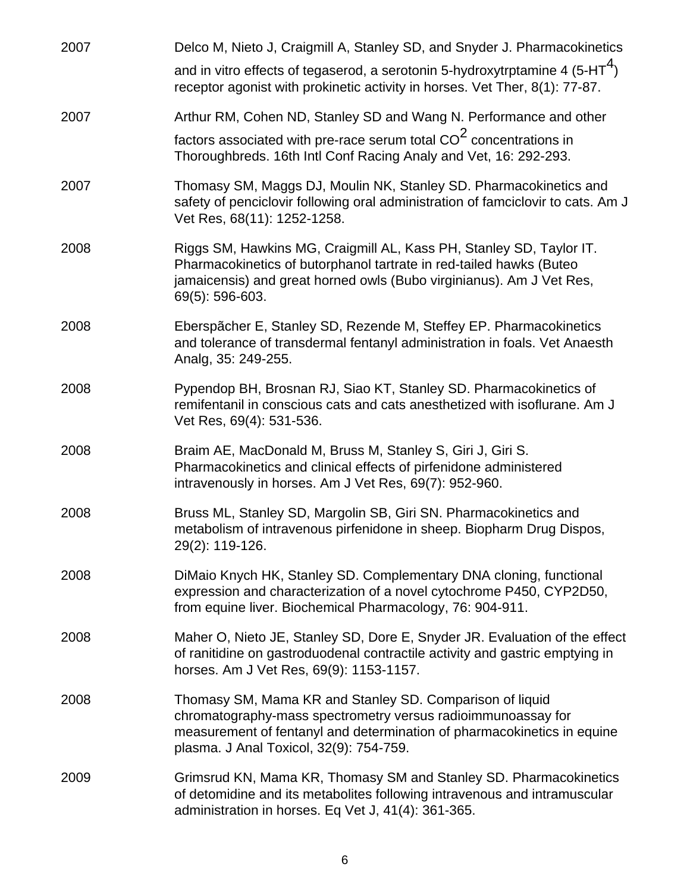2007 Delco M, Nieto J, Craigmill A, Stanley SD, and Snyder J. Pharmacokinetics and in vitro effects of tegaserod, a serotonin 5-hydroxytrptamine 4 ($5\text{-}HT^4$) receptor agonist with prokinetic activity in horses. Vet Ther, 8(1): 77-87.

2007 Arthur RM, Cohen ND, Stanley SD and Wang N. Performance and other factors associated with pre-race serum total $CO^2$ concentrations in Thoroughbreds. 16th Intl Conf Racing Analy and Vet, 16: 292-293.

2007 Thomasy SM, Maggs DJ, Moulin NK, Stanley SD. Pharmacokinetics and safety of penciclovir following oral administration of famciclovir to cats. Am J Vet Res, 68(11): 1252-1258.

2008 Riggs SM, Hawkins MG, Craigmill AL, Kass PH, Stanley SD, Taylor IT. Pharmacokinetics of butorphanol tartrate in red-tailed hawks (Buteo jamaicensis) and great horned owls (Bubo virginianus). Am J Vet Res, 69(5): 596-603.

2008 Eberspãcher E, Stanley SD, Rezende M, Steffey EP. Pharmacokinetics and tolerance of transdermal fentanyl administration in foals. Vet Anaesth Analg, 35: 249-255.

2008 Pypendop BH, Brosnan RJ, Siao KT, Stanley SD. Pharmacokinetics of remifentanil in conscious cats and cats anesthetized with isoflurane. Am J Vet Res, 69(4): 531-536.

2008 Braim AE, MacDonald M, Bruss M, Stanley S, Giri J, Giri S. Pharmacokinetics and clinical effects of pirfenidone administered intravenously in horses. Am J Vet Res, 69(7): 952-960.

2008 Bruss ML, Stanley SD, Margolin SB, Giri SN. Pharmacokinetics and metabolism of intravenous pirfenidone in sheep. Biopharm Drug Dispos, 29(2): 119-126.

2008 DiMaio Knych HK, Stanley SD. Complementary DNA cloning, functional expression and characterization of a novel cytochrome P450, CYP2D50, from equine liver. Biochemical Pharmacology, 76: 904-911.

2008 Maher O, Nieto JE, Stanley SD, Dore E, Snyder JR. Evaluation of the effect of ranitidine on gastroduodenal contractile activity and gastric emptying in horses. Am J Vet Res, 69(9): 1153-1157.

2008 Thomasy SM, Mama KR and Stanley SD. Comparison of liquid chromatography-mass spectrometry versus radioimmunoassay for measurement of fentanyl and determination of pharmacokinetics in equine plasma. J Anal Toxicol, 32(9): 754-759.

2009 Grimsrud KN, Mama KR, Thomasy SM and Stanley SD. Pharmacokinetics of detomidine and its metabolites following intravenous and intramuscular administration in horses. Eq Vet J, 41(4): 361-365.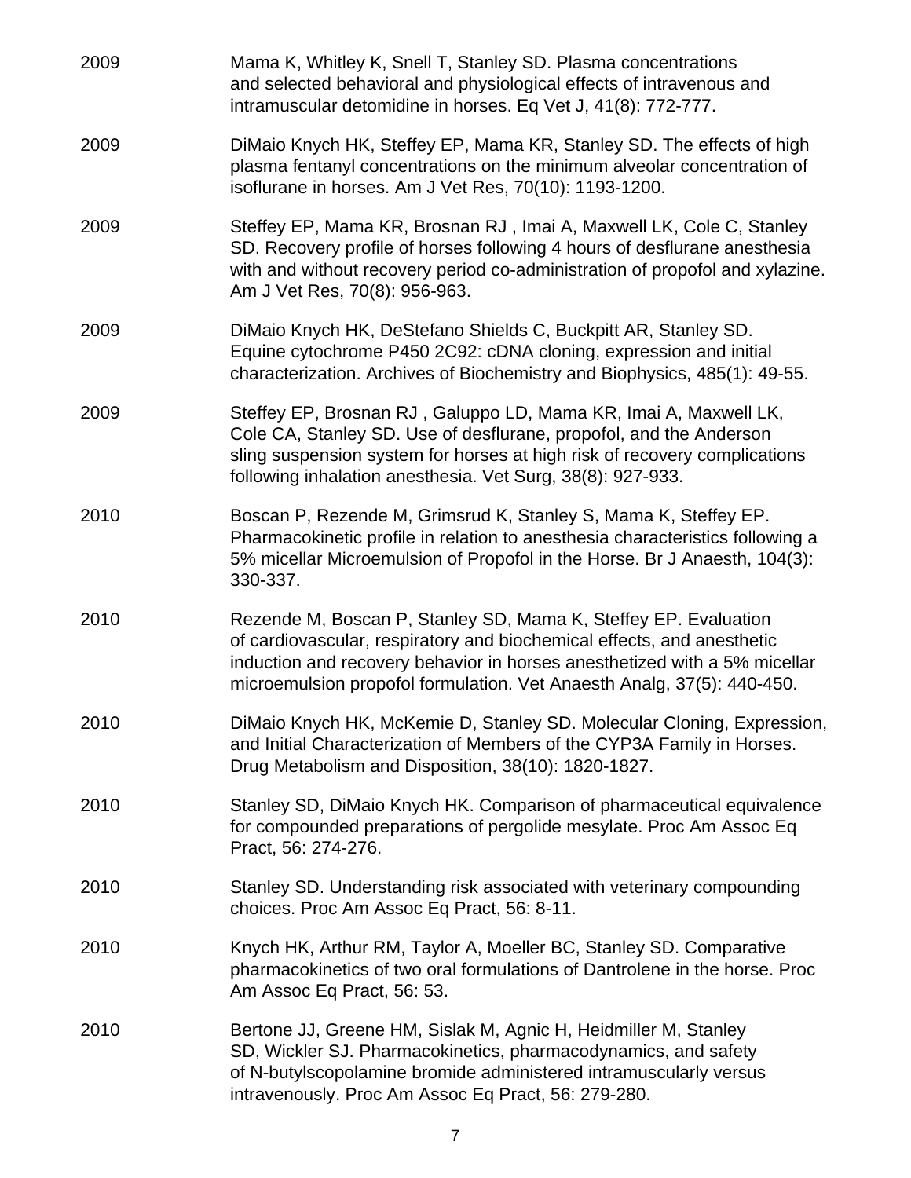2009 Mama K, Whitley K, Snell T, Stanley SD. Plasma concentrations and selected behavioral and physiological effects of intravenous and intramuscular detomidine in horses. Eq Vet J, 41(8): 772-777.

2009 DiMaio Knych HK, Steffey EP, Mama KR, Stanley SD. The effects of high plasma fentanyl concentrations on the minimum alveolar concentration of isoflurane in horses. Am J Vet Res, 70(10): 1193-1200.

2009 Steffey EP, Mama KR, Brosnan RJ , Imai A, Maxwell LK, Cole C, Stanley SD. Recovery profile of horses following 4 hours of desflurane anesthesia with and without recovery period co-administration of propofol and xylazine. Am J Vet Res, 70(8): 956-963.

2009 DiMaio Knych HK, DeStefano Shields C, Buckpitt AR, Stanley SD. Equine cytochrome P450 2C92: cDNA cloning, expression and initial characterization. Archives of Biochemistry and Biophysics, 485(1): 49-55.

2009 Steffey EP, Brosnan RJ , Galuppo LD, Mama KR, Imai A, Maxwell LK, Cole CA, Stanley SD. Use of desflurane, propofol, and the Anderson sling suspension system for horses at high risk of recovery complications following inhalation anesthesia. Vet Surg, 38(8): 927-933.

2010 Boscan P, Rezende M, Grimsrud K, Stanley S, Mama K, Steffey EP. Pharmacokinetic profile in relation to anesthesia characteristics following a 5% micellar Microemulsion of Propofol in the Horse. Br J Anaesth, 104(3): 330-337.

2010 Rezende M, Boscan P, Stanley SD, Mama K, Steffey EP. Evaluation of cardiovascular, respiratory and biochemical effects, and anesthetic induction and recovery behavior in horses anesthetized with a 5% micellar microemulsion propofol formulation. Vet Anaesth Analg, 37(5): 440-450.

2010 DiMaio Knych HK, McKemie D, Stanley SD. Molecular Cloning, Expression, and Initial Characterization of Members of the CYP3A Family in Horses. Drug Metabolism and Disposition, 38(10): 1820-1827.

2010 Stanley SD, DiMaio Knych HK. Comparison of pharmaceutical equivalence for compounded preparations of pergolide mesylate. Proc Am Assoc Eq Pract, 56: 274-276.

2010 Stanley SD. Understanding risk associated with veterinary compounding choices. Proc Am Assoc Eq Pract, 56: 8-11.

2010 Knych HK, Arthur RM, Taylor A, Moeller BC, Stanley SD. Comparative pharmacokinetics of two oral formulations of Dantrolene in the horse. Proc Am Assoc Eq Pract, 56: 53.

2010 Bertone JJ, Greene HM, Sislak M, Agnic H, Heidmiller M, Stanley SD, Wickler SJ. Pharmacokinetics, pharmacodynamics, and safety of N-butylscopolamine bromide administered intramuscularly versus intravenously. Proc Am Assoc Eq Pract, 56: 279-280.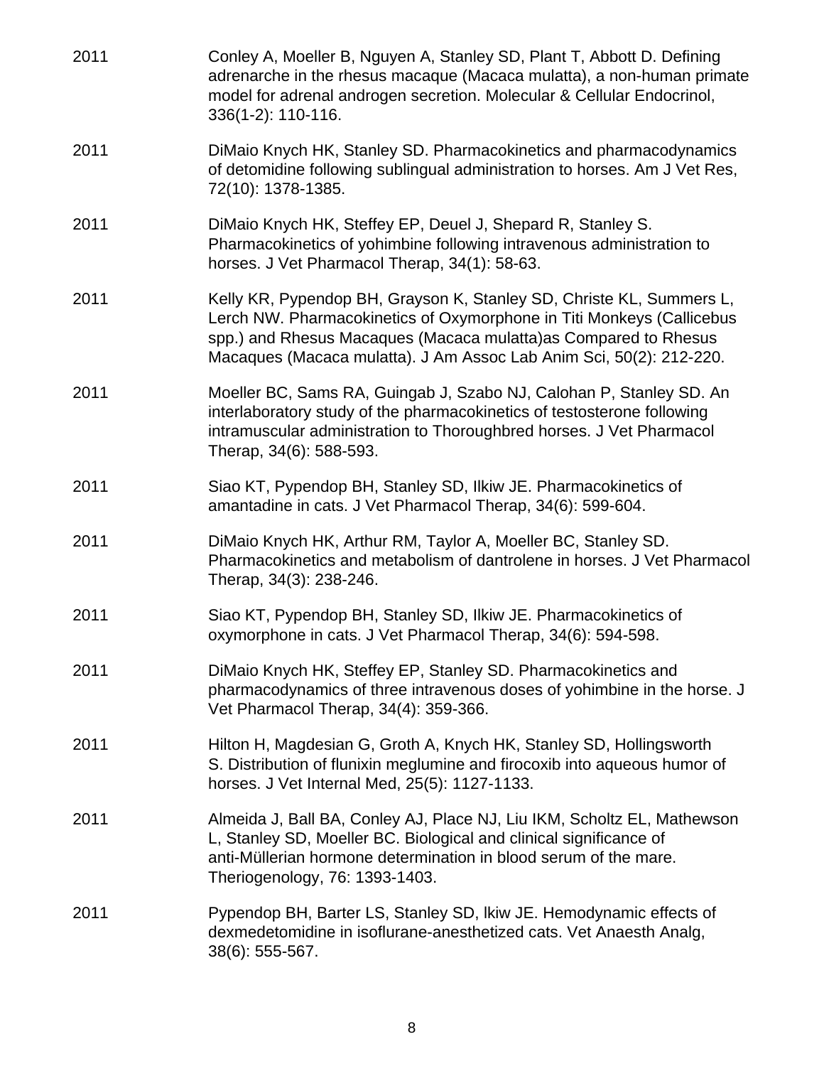2011 Conley A, Moeller B, Nguyen A, Stanley SD, Plant T, Abbott D. Defining adrenarche in the rhesus macaque (Macaca mulatta), a non-human primate model for adrenal androgen secretion. Molecular & Cellular Endocrinol, 336(1-2): 110-116.

2011 DiMaio Knych HK, Stanley SD. Pharmacokinetics and pharmacodynamics of detomidine following sublingual administration to horses. Am J Vet Res, 72(10): 1378-1385.

2011 DiMaio Knych HK, Steffey EP, Deuel J, Shepard R, Stanley S. Pharmacokinetics of yohimbine following intravenous administration to horses. J Vet Pharmacol Therap, 34(1): 58-63.

2011 Kelly KR, Pypendop BH, Grayson K, Stanley SD, Christe KL, Summers L, Lerch NW. Pharmacokinetics of Oxymorphone in Titi Monkeys (Callicebus spp.) and Rhesus Macaques (Macaca mulatta)as Compared to Rhesus Macaques (Macaca mulatta). J Am Assoc Lab Anim Sci, 50(2): 212-220.

2011 Moeller BC, Sams RA, Guingab J, Szabo NJ, Calohan P, Stanley SD. An interlaboratory study of the pharmacokinetics of testosterone following intramuscular administration to Thoroughbred horses. J Vet Pharmacol Therap, 34(6): 588-593.

2011 Siao KT, Pypendop BH, Stanley SD, Ilkiw JE. Pharmacokinetics of amantadine in cats. J Vet Pharmacol Therap, 34(6): 599-604.

2011 DiMaio Knych HK, Arthur RM, Taylor A, Moeller BC, Stanley SD. Pharmacokinetics and metabolism of dantrolene in horses. J Vet Pharmacol Therap, 34(3): 238-246.

2011 Siao KT, Pypendop BH, Stanley SD, Ilkiw JE. Pharmacokinetics of oxymorphone in cats. J Vet Pharmacol Therap, 34(6): 594-598.

2011 DiMaio Knych HK, Steffey EP, Stanley SD. Pharmacokinetics and pharmacodynamics of three intravenous doses of yohimbine in the horse. J Vet Pharmacol Therap, 34(4): 359-366.

2011 Hilton H, Magdesian G, Groth A, Knych HK, Stanley SD, Hollingsworth S. Distribution of flunixin meglumine and firocoxib into aqueous humor of horses. J Vet Internal Med, 25(5): 1127-1133.

2011 Almeida J, Ball BA, Conley AJ, Place NJ, Liu IKM, Scholtz EL, Mathewson L, Stanley SD, Moeller BC. Biological and clinical significance of anti-Müllerian hormone determination in blood serum of the mare. Theriogenology, 76: 1393-1403.

2011 Pypendop BH, Barter LS, Stanley SD, lkiw JE. Hemodynamic effects of dexmedetomidine in isoflurane-anesthetized cats. Vet Anaesth Analg, 38(6): 555-567.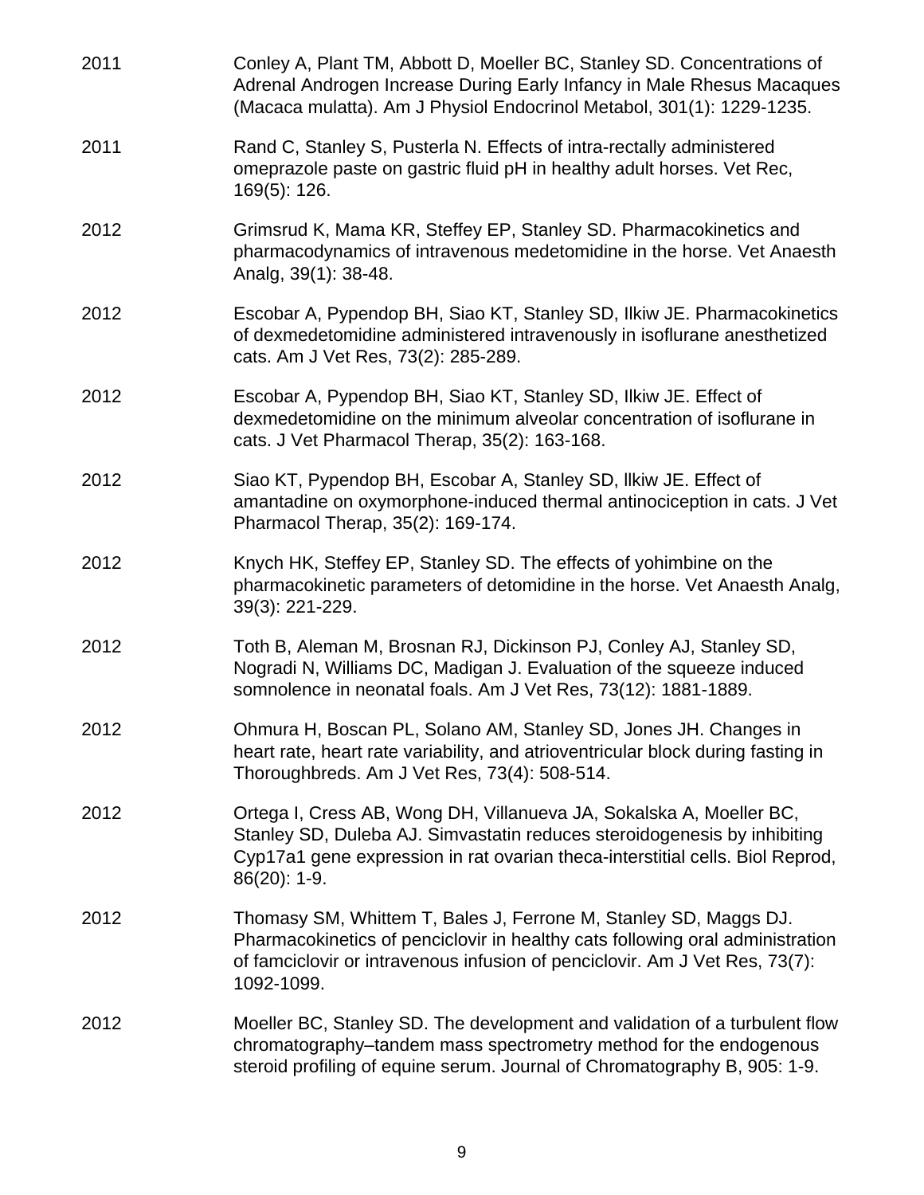2011 Conley A, Plant TM, Abbott D, Moeller BC, Stanley SD. Concentrations of Adrenal Androgen Increase During Early Infancy in Male Rhesus Macaques (Macaca mulatta). Am J Physiol Endocrinol Metabol, 301(1): 1229-1235.

2011 Rand C, Stanley S, Pusterla N. Effects of intra-rectally administered omeprazole paste on gastric fluid pH in healthy adult horses. Vet Rec, 169(5): 126.

2012 Grimsrud K, Mama KR, Steffey EP, Stanley SD. Pharmacokinetics and pharmacodynamics of intravenous medetomidine in the horse. Vet Anaesth Analg, 39(1): 38-48.

2012 Escobar A, Pypendop BH, Siao KT, Stanley SD, Ilkiw JE. Pharmacokinetics of dexmedetomidine administered intravenously in isoflurane anesthetized cats. Am J Vet Res, 73(2): 285-289.

2012 Escobar A, Pypendop BH, Siao KT, Stanley SD, Ilkiw JE. Effect of dexmedetomidine on the minimum alveolar concentration of isoflurane in cats. J Vet Pharmacol Therap, 35(2): 163-168.

2012 Siao KT, Pypendop BH, Escobar A, Stanley SD, llkiw JE. Effect of amantadine on oxymorphone-induced thermal antinociception in cats. J Vet Pharmacol Therap, 35(2): 169-174.

2012 Knych HK, Steffey EP, Stanley SD. The effects of yohimbine on the pharmacokinetic parameters of detomidine in the horse. Vet Anaesth Analg, 39(3): 221-229.

2012 Toth B, Aleman M, Brosnan RJ, Dickinson PJ, Conley AJ, Stanley SD, Nogradi N, Williams DC, Madigan J. Evaluation of the squeeze induced somnolence in neonatal foals. Am J Vet Res, 73(12): 1881-1889.

2012 Ohmura H, Boscan PL, Solano AM, Stanley SD, Jones JH. Changes in heart rate, heart rate variability, and atrioventricular block during fasting in Thoroughbreds. Am J Vet Res, 73(4): 508-514.

2012 Ortega I, Cress AB, Wong DH, Villanueva JA, Sokalska A, Moeller BC, Stanley SD, Duleba AJ. Simvastatin reduces steroidogenesis by inhibiting Cyp17a1 gene expression in rat ovarian theca-interstitial cells. Biol Reprod, 86(20): 1-9.

2012 Thomasy SM, Whittem T, Bales J, Ferrone M, Stanley SD, Maggs DJ. Pharmacokinetics of penciclovir in healthy cats following oral administration of famciclovir or intravenous infusion of penciclovir. Am J Vet Res, 73(7): 1092-1099.

2012 Moeller BC, Stanley SD. The development and validation of a turbulent flow chromatography–tandem mass spectrometry method for the endogenous steroid profiling of equine serum. Journal of Chromatography B, 905: 1-9.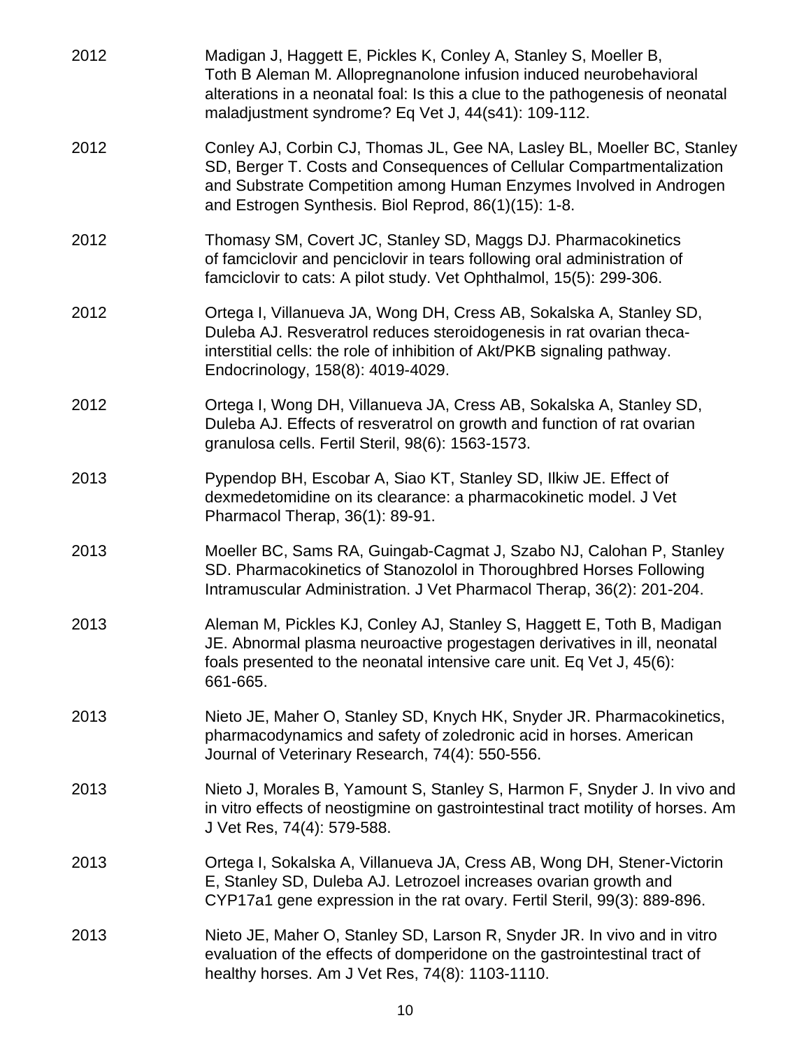2012 Madigan J, Haggett E, Pickles K, Conley A, Stanley S, Moeller B, Toth B Aleman M. Allopregnanolone infusion induced neurobehavioral alterations in a neonatal foal: Is this a clue to the pathogenesis of neonatal maladjustment syndrome? Eq Vet J, 44(s41): 109-112.

2012 Conley AJ, Corbin CJ, Thomas JL, Gee NA, Lasley BL, Moeller BC, Stanley SD, Berger T. Costs and Consequences of Cellular Compartmentalization and Substrate Competition among Human Enzymes Involved in Androgen and Estrogen Synthesis. Biol Reprod, 86(1)(15): 1-8.

2012 Thomasy SM, Covert JC, Stanley SD, Maggs DJ. Pharmacokinetics of famciclovir and penciclovir in tears following oral administration of famciclovir to cats: A pilot study. Vet Ophthalmol, 15(5): 299-306.

2012 Ortega I, Villanueva JA, Wong DH, Cress AB, Sokalska A, Stanley SD, Duleba AJ. Resveratrol reduces steroidogenesis in rat ovarian theca-interstitial cells: the role of inhibition of Akt/PKB signaling pathway. Endocrinology, 158(8): 4019-4029.

2012 Ortega I, Wong DH, Villanueva JA, Cress AB, Sokalska A, Stanley SD, Duleba AJ. Effects of resveratrol on growth and function of rat ovarian granulosa cells. Fertil Steril, 98(6): 1563-1573.

2013 Pypendop BH, Escobar A, Siao KT, Stanley SD, Ilkiw JE. Effect of dexmedetomidine on its clearance: a pharmacokinetic model. J Vet Pharmacol Therap, 36(1): 89-91.

2013 Moeller BC, Sams RA, Guingab-Cagmat J, Szabo NJ, Calohan P, Stanley SD. Pharmacokinetics of Stanozolol in Thoroughbred Horses Following Intramuscular Administration. J Vet Pharmacol Therap, 36(2): 201-204.

2013 Aleman M, Pickles KJ, Conley AJ, Stanley S, Haggett E, Toth B, Madigan JE. Abnormal plasma neuroactive progestagen derivatives in ill, neonatal foals presented to the neonatal intensive care unit. Eq Vet J, 45(6): 661-665.

2013 Nieto JE, Maher O, Stanley SD, Knych HK, Snyder JR. Pharmacokinetics, pharmacodynamics and safety of zoledronic acid in horses. American Journal of Veterinary Research, 74(4): 550-556.

2013 Nieto J, Morales B, Yamount S, Stanley S, Harmon F, Snyder J. In vivo and in vitro effects of neostigmine on gastrointestinal tract motility of horses. Am J Vet Res, 74(4): 579-588.

2013 Ortega I, Sokalska A, Villanueva JA, Cress AB, Wong DH, Stener-Victorin E, Stanley SD, Duleba AJ. Letrozoel increases ovarian growth and CYP17a1 gene expression in the rat ovary. Fertil Steril, 99(3): 889-896.

2013 Nieto JE, Maher O, Stanley SD, Larson R, Snyder JR. In vivo and in vitro evaluation of the effects of domperidone on the gastrointestinal tract of healthy horses. Am J Vet Res, 74(8): 1103-1110.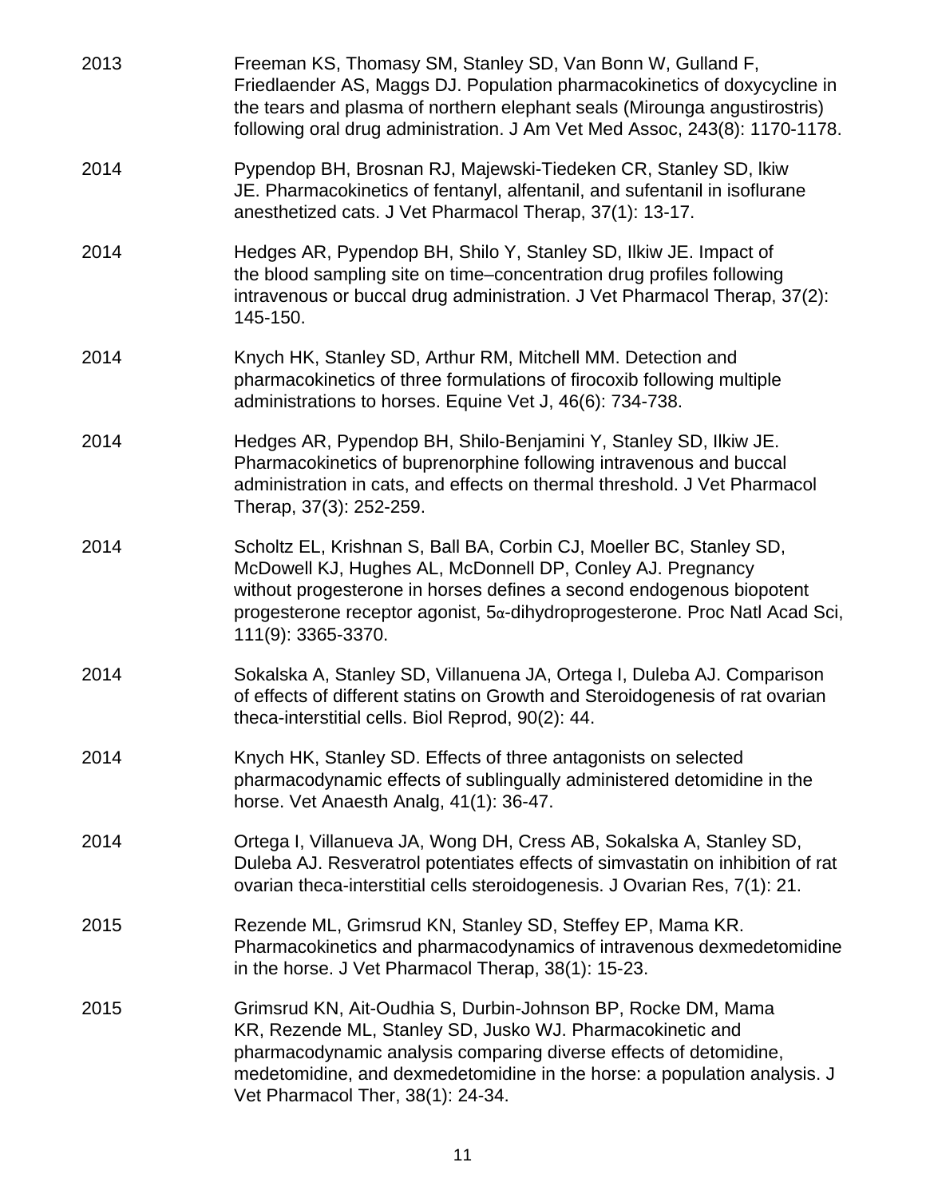2013 Freeman KS, Thomasy SM, Stanley SD, Van Bonn W, Gulland F, Friedlaender AS, Maggs DJ. Population pharmacokinetics of doxycycline in the tears and plasma of northern elephant seals (Mirounga angustirostris) following oral drug administration. J Am Vet Med Assoc, 243(8): 1170-1178.

2014 Pypendop BH, Brosnan RJ, Majewski-Tiedeken CR, Stanley SD, lkiw JE. Pharmacokinetics of fentanyl, alfentanil, and sufentanil in isoflurane anesthetized cats. J Vet Pharmacol Therap, 37(1): 13-17.

2014 Hedges AR, Pypendop BH, Shilo Y, Stanley SD, Ilkiw JE. Impact of the blood sampling site on time–concentration drug profiles following intravenous or buccal drug administration. J Vet Pharmacol Therap, 37(2): 145-150.

2014 Knych HK, Stanley SD, Arthur RM, Mitchell MM. Detection and pharmacokinetics of three formulations of firocoxib following multiple administrations to horses. Equine Vet J, 46(6): 734-738.

2014 Hedges AR, Pypendop BH, Shilo-Benjamini Y, Stanley SD, Ilkiw JE. Pharmacokinetics of buprenorphine following intravenous and buccal administration in cats, and effects on thermal threshold. J Vet Pharmacol Therap, 37(3): 252-259.

2014 Scholtz EL, Krishnan S, Ball BA, Corbin CJ, Moeller BC, Stanley SD, McDowell KJ, Hughes AL, McDonnell DP, Conley AJ. Pregnancy without progesterone in horses defines a second endogenous biopotent progesterone receptor agonist, 5α-dihydroprogesterone. Proc Natl Acad Sci, 111(9): 3365-3370.

2014 Sokalska A, Stanley SD, Villanuena JA, Ortega I, Duleba AJ. Comparison of effects of different statins on Growth and Steroidogenesis of rat ovarian theca-interstitial cells. Biol Reprod, 90(2): 44.

2014 Knych HK, Stanley SD. Effects of three antagonists on selected pharmacodynamic effects of sublingually administered detomidine in the horse. Vet Anaesth Analg, 41(1): 36-47.

2014 Ortega I, Villanueva JA, Wong DH, Cress AB, Sokalska A, Stanley SD, Duleba AJ. Resveratrol potentiates effects of simvastatin on inhibition of rat ovarian theca-interstitial cells steroidogenesis. J Ovarian Res, 7(1): 21.

2015 Rezende ML, Grimsrud KN, Stanley SD, Steffey EP, Mama KR. Pharmacokinetics and pharmacodynamics of intravenous dexmedetomidine in the horse. J Vet Pharmacol Therap, 38(1): 15-23.

2015 Grimsrud KN, Ait-Oudhia S, Durbin-Johnson BP, Rocke DM, Mama KR, Rezende ML, Stanley SD, Jusko WJ. Pharmacokinetic and pharmacodynamic analysis comparing diverse effects of detomidine, medetomidine, and dexmedetomidine in the horse: a population analysis. J Vet Pharmacol Ther, 38(1): 24-34.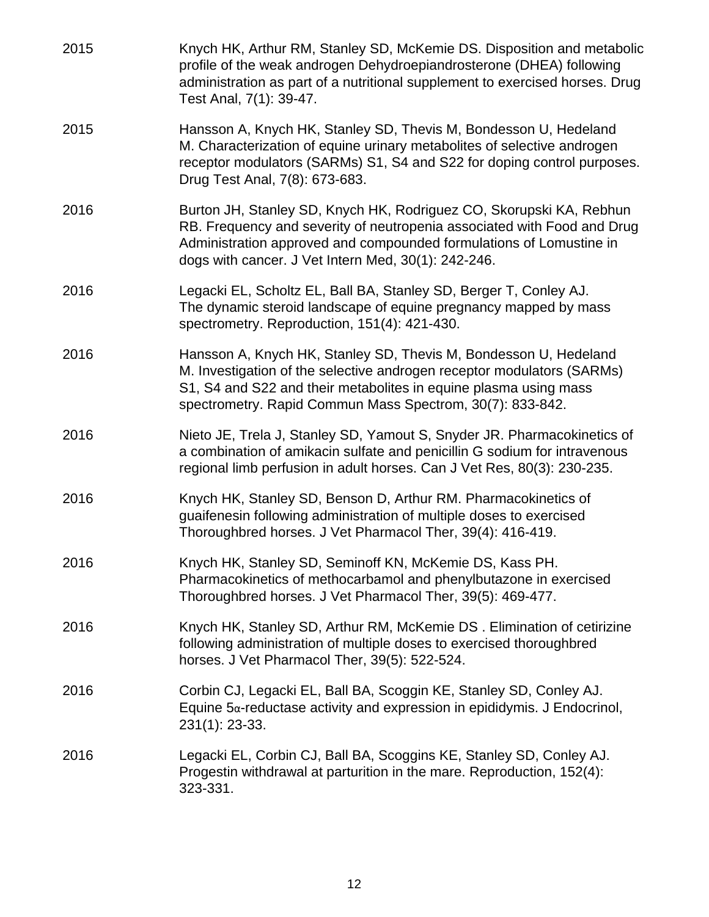2015 Knych HK, Arthur RM, Stanley SD, McKemie DS. Disposition and metabolic profile of the weak androgen Dehydroepiandrosterone (DHEA) following administration as part of a nutritional supplement to exercised horses. Drug Test Anal, 7(1): 39-47.

2015 Hansson A, Knych HK, Stanley SD, Thevis M, Bondesson U, Hedeland M. Characterization of equine urinary metabolites of selective androgen receptor modulators (SARMs) S1, S4 and S22 for doping control purposes. Drug Test Anal, 7(8): 673-683.

2016 Burton JH, Stanley SD, Knych HK, Rodriguez CO, Skorupski KA, Rebhun RB. Frequency and severity of neutropenia associated with Food and Drug Administration approved and compounded formulations of Lomustine in dogs with cancer. J Vet Intern Med, 30(1): 242-246.

2016 Legacki EL, Scholtz EL, Ball BA, Stanley SD, Berger T, Conley AJ. The dynamic steroid landscape of equine pregnancy mapped by mass spectrometry. Reproduction, 151(4): 421-430.

2016 Hansson A, Knych HK, Stanley SD, Thevis M, Bondesson U, Hedeland M. Investigation of the selective androgen receptor modulators (SARMs) S1, S4 and S22 and their metabolites in equine plasma using mass spectrometry. Rapid Commun Mass Spectrom, 30(7): 833-842.

2016 Nieto JE, Trela J, Stanley SD, Yamout S, Snyder JR. Pharmacokinetics of a combination of amikacin sulfate and penicillin G sodium for intravenous regional limb perfusion in adult horses. Can J Vet Res, 80(3): 230-235.

2016 Knych HK, Stanley SD, Benson D, Arthur RM. Pharmacokinetics of guaifenesin following administration of multiple doses to exercised Thoroughbred horses. J Vet Pharmacol Ther, 39(4): 416-419.

2016 Knych HK, Stanley SD, Seminoff KN, McKemie DS, Kass PH. Pharmacokinetics of methocarbamol and phenylbutazone in exercised Thoroughbred horses. J Vet Pharmacol Ther, 39(5): 469-477.

2016 Knych HK, Stanley SD, Arthur RM, McKemie DS . Elimination of cetirizine following administration of multiple doses to exercised thoroughbred horses. J Vet Pharmacol Ther, 39(5): 522-524.

2016 Corbin CJ, Legacki EL, Ball BA, Scoggin KE, Stanley SD, Conley AJ. Equine $5\alpha$-reductase activity and expression in epididymis. J Endocrinol, 231(1): 23-33.

2016 Legacki EL, Corbin CJ, Ball BA, Scoggins KE, Stanley SD, Conley AJ. Progestin withdrawal at parturition in the mare. Reproduction, 152(4): 323-331.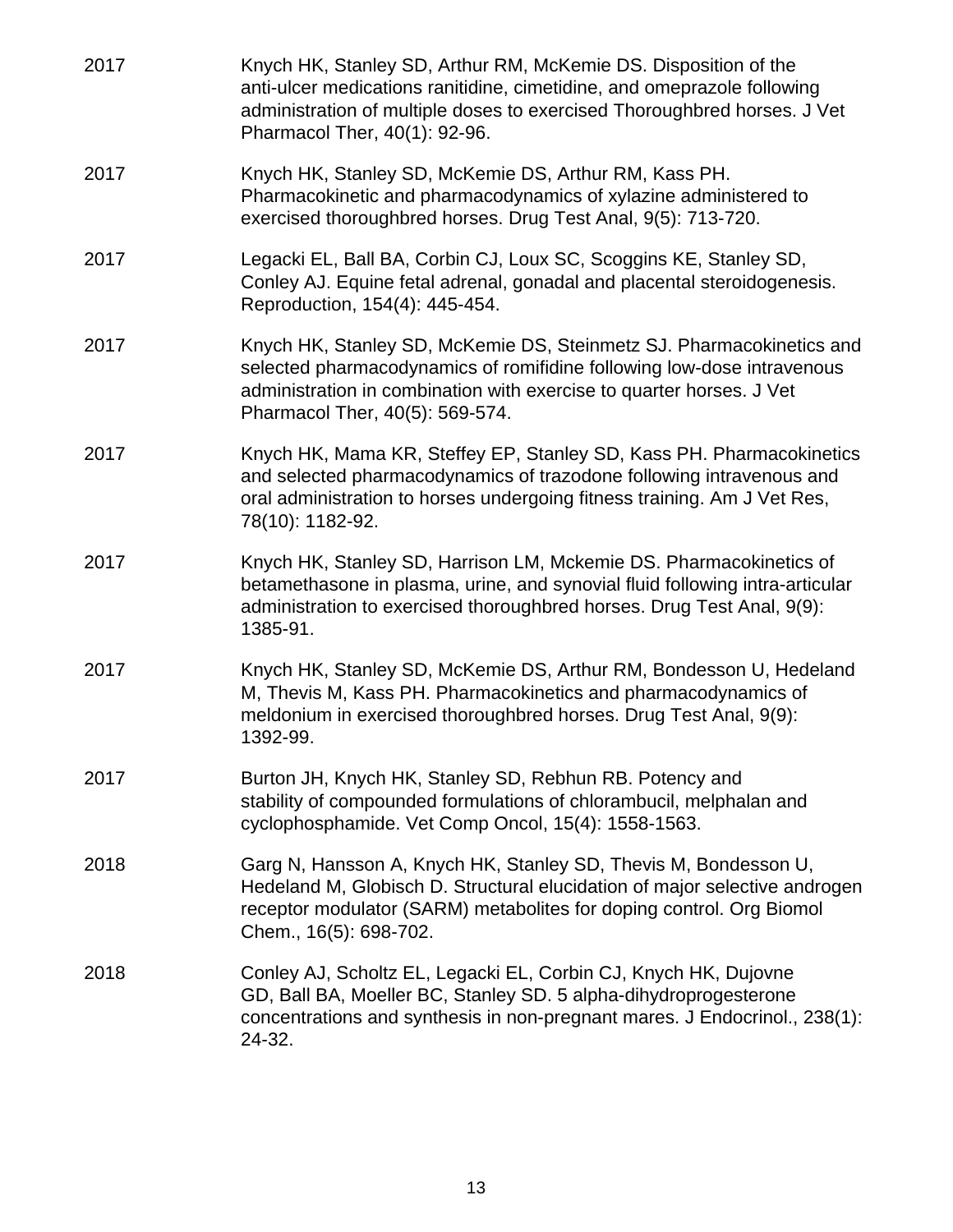2017 Knych HK, Stanley SD, Arthur RM, McKemie DS. Disposition of the anti-ulcer medications ranitidine, cimetidine, and omeprazole following administration of multiple doses to exercised Thoroughbred horses. J Vet Pharmacol Ther, 40(1): 92-96.

2017 Knych HK, Stanley SD, McKemie DS, Arthur RM, Kass PH. Pharmacokinetic and pharmacodynamics of xylazine administered to exercised thoroughbred horses. Drug Test Anal, 9(5): 713-720.

2017 Legacki EL, Ball BA, Corbin CJ, Loux SC, Scoggins KE, Stanley SD, Conley AJ. Equine fetal adrenal, gonadal and placental steroidogenesis. Reproduction, 154(4): 445-454.

2017 Knych HK, Stanley SD, McKemie DS, Steinmetz SJ. Pharmacokinetics and selected pharmacodynamics of romifidine following low-dose intravenous administration in combination with exercise to quarter horses. J Vet Pharmacol Ther, 40(5): 569-574.

2017 Knych HK, Mama KR, Steffey EP, Stanley SD, Kass PH. Pharmacokinetics and selected pharmacodynamics of trazodone following intravenous and oral administration to horses undergoing fitness training. Am J Vet Res, 78(10): 1182-92.

2017 Knych HK, Stanley SD, Harrison LM, Mckemie DS. Pharmacokinetics of betamethasone in plasma, urine, and synovial fluid following intra-articular administration to exercised thoroughbred horses. Drug Test Anal, 9(9): 1385-91.

2017 Knych HK, Stanley SD, McKemie DS, Arthur RM, Bondesson U, Hedeland M, Thevis M, Kass PH. Pharmacokinetics and pharmacodynamics of meldonium in exercised thoroughbred horses. Drug Test Anal, 9(9): 1392-99.

2017 Burton JH, Knych HK, Stanley SD, Rebhun RB. Potency and stability of compounded formulations of chlorambucil, melphalan and cyclophosphamide. Vet Comp Oncol, 15(4): 1558-1563.

2018 Garg N, Hansson A, Knych HK, Stanley SD, Thevis M, Bondesson U, Hedeland M, Globisch D. Structural elucidation of major selective androgen receptor modulator (SARM) metabolites for doping control. Org Biomol Chem., 16(5): 698-702.

2018 Conley AJ, Scholtz EL, Legacki EL, Corbin CJ, Knych HK, Dujovne GD, Ball BA, Moeller BC, Stanley SD. 5 alpha-dihydroprogesterone concentrations and synthesis in non-pregnant mares. J Endocrinol., 238(1): 24-32.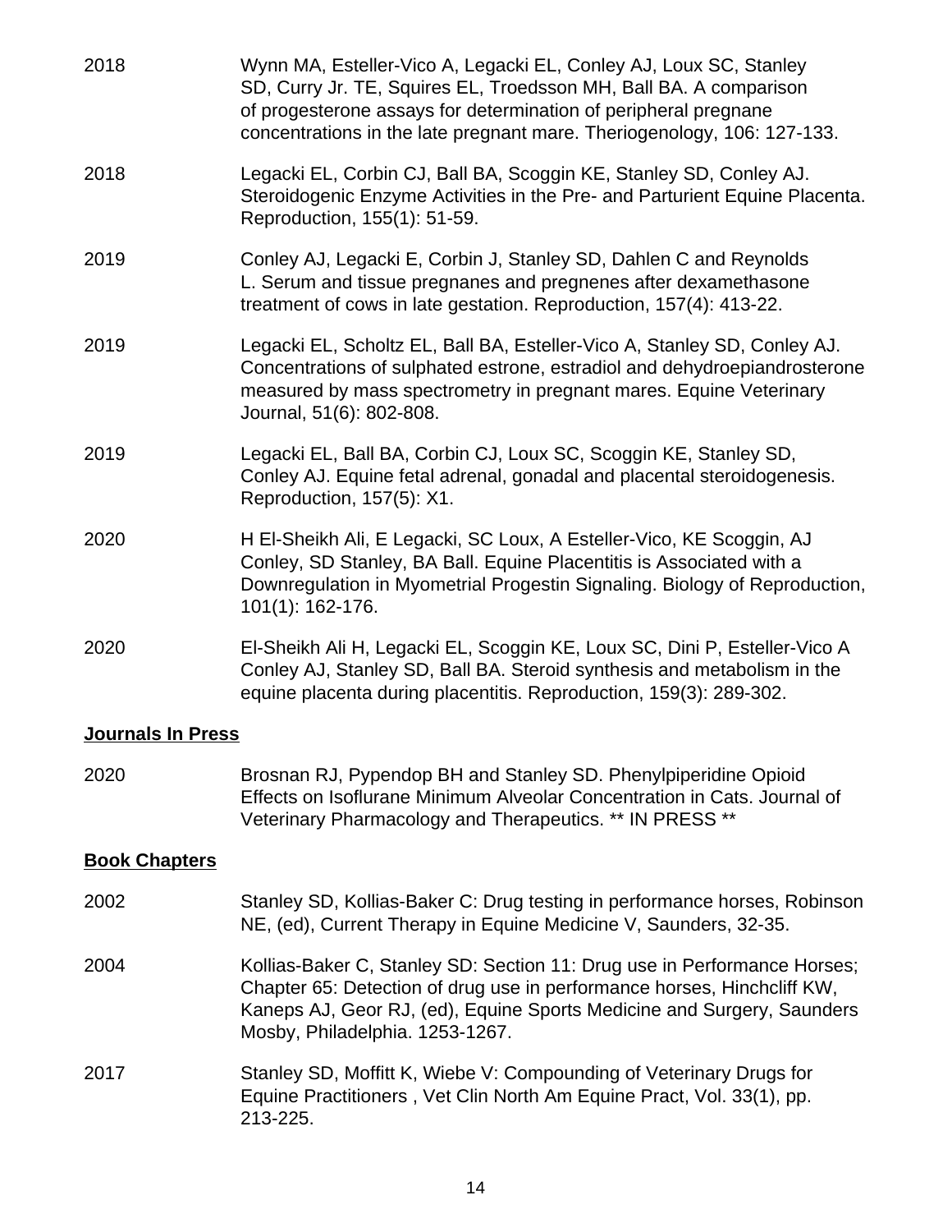2018 Wynn MA, Esteller-Vico A, Legacki EL, Conley AJ, Loux SC, Stanley SD, Curry Jr. TE, Squires EL, Troedsson MH, Ball BA. A comparison of progesterone assays for determination of peripheral pregnane concentrations in the late pregnant mare. Theriogenology, 106: 127-133.

2018 Legacki EL, Corbin CJ, Ball BA, Scoggin KE, Stanley SD, Conley AJ. Steroidogenic Enzyme Activities in the Pre- and Parturient Equine Placenta. Reproduction, 155(1): 51-59.

2019 Conley AJ, Legacki E, Corbin J, Stanley SD, Dahlen C and Reynolds L. Serum and tissue pregnanes and pregnenes after dexamethasone treatment of cows in late gestation. Reproduction, 157(4): 413-22.

2019 Legacki EL, Scholtz EL, Ball BA, Esteller-Vico A, Stanley SD, Conley AJ. Concentrations of sulphated estrone, estradiol and dehydroepiandrosterone measured by mass spectrometry in pregnant mares. Equine Veterinary Journal, 51(6): 802-808.

2019 Legacki EL, Ball BA, Corbin CJ, Loux SC, Scoggin KE, Stanley SD, Conley AJ. Equine fetal adrenal, gonadal and placental steroidogenesis. Reproduction, 157(5): X1.

2020 H El-Sheikh Ali, E Legacki, SC Loux, A Esteller-Vico, KE Scoggin, AJ Conley, SD Stanley, BA Ball. Equine Placentitis is Associated with a Downregulation in Myometrial Progestin Signaling. Biology of Reproduction, 101(1): 162-176.

2020 El-Sheikh Ali H, Legacki EL, Scoggin KE, Loux SC, Dini P, Esteller-Vico A Conley AJ, Stanley SD, Ball BA. Steroid synthesis and metabolism in the equine placenta during placentitis. Reproduction, 159(3): 289-302.

## Journals In Press

2020 Brosnan RJ, Pypendop BH and Stanley SD. Phenylpiperidine Opioid Effects on Isoflurane Minimum Alveolar Concentration in Cats. Journal of Veterinary Pharmacology and Therapeutics. ** IN PRESS **

## Book Chapters

2002 Stanley SD, Kollias-Baker C: Drug testing in performance horses, Robinson NE, (ed), Current Therapy in Equine Medicine V, Saunders, 32-35.

2004 Kollias-Baker C, Stanley SD: Section 11: Drug use in Performance Horses; Chapter 65: Detection of drug use in performance horses, Hinchcliff KW, Kaneps AJ, Geor RJ, (ed), Equine Sports Medicine and Surgery, Saunders Mosby, Philadelphia. 1253-1267.

2017 Stanley SD, Moffitt K, Wiebe V: Compounding of Veterinary Drugs for Equine Practitioners , Vet Clin North Am Equine Pract, Vol. 33(1), pp. 213-225.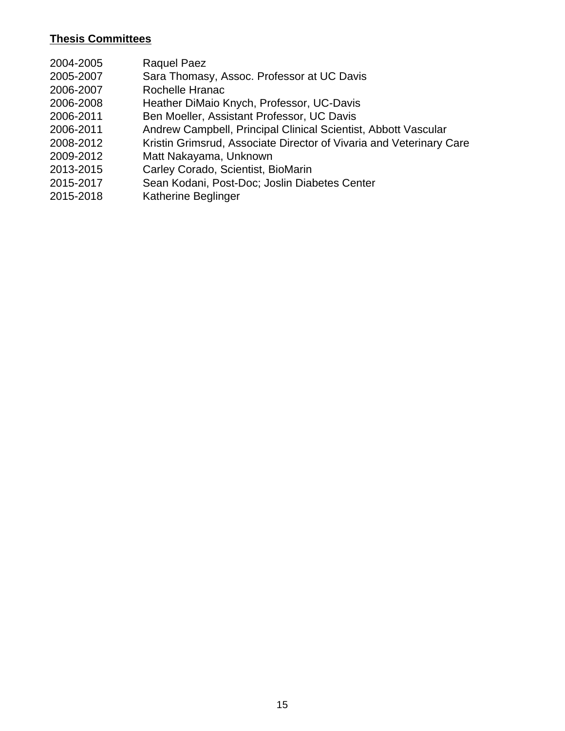## **Thesis Committees**

| | |
|---|---|
| 2004-2005 | Raquel Paez |
| 2005-2007 | Sara Thomasy, Assoc. Professor at UC Davis |
| 2006-2007 | Rochelle Hranac |
| 2006-2008 | Heather DiMaio Knych, Professor, UC-Davis |
| 2006-2011 | Ben Moeller, Assistant Professor, UC Davis |
| 2006-2011 | Andrew Campbell, Principal Clinical Scientist, Abbott Vascular |
| 2008-2012 | Kristin Grimsrud, Associate Director of Vivaria and Veterinary Care |
| 2009-2012 | Matt Nakayama, Unknown |
| 2013-2015 | Carley Corado, Scientist, BioMarin |
| 2015-2017 | Sean Kodani, Post-Doc; Joslin Diabetes Center |
| 2015-2018 | Katherine Beglinger |